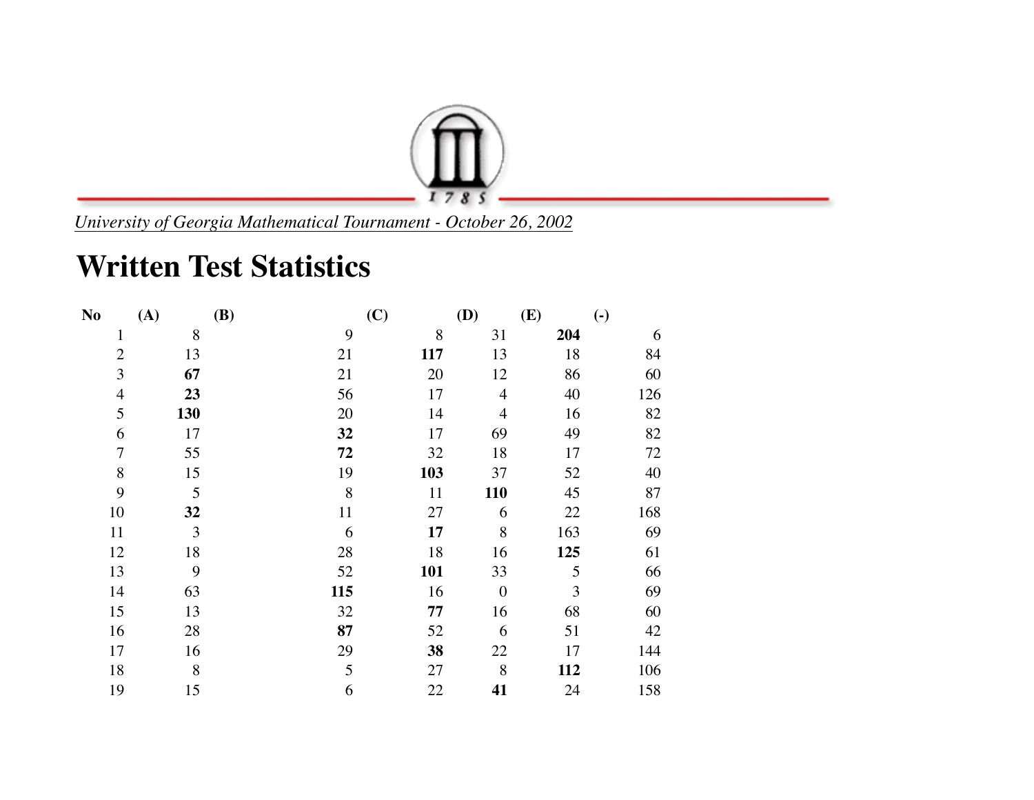*University of Georgia Mathematical Tournament - October 26, 2002*

# Written Test Statistics

| No | (A) | (B) | (C) | (D) | (E) | (-) |
|---|---|---|---|---|---|---|
| 1 | 8 | 9 | 8 | 31 | **204** | 6 |
| 2 | 13 | 21 | **117** | 13 | 18 | 84 |
| 3 | **67** | 21 | 20 | 12 | 86 | 60 |
| 4 | **23** | 56 | 17 | 4 | 40 | 126 |
| 5 | **130** | 20 | 14 | 4 | 16 | 82 |
| 6 | 17 | **32** | 17 | 69 | 49 | 82 |
| 7 | 55 | **72** | 32 | 18 | 17 | 72 |
| 8 | 15 | 19 | **103** | 37 | 52 | 40 |
| 9 | 5 | 8 | 11 | **110** | 45 | 87 |
| 10 | **32** | 11 | 27 | 6 | 22 | 168 |
| 11 | 3 | 6 | **17** | 8 | 163 | 69 |
| 12 | 18 | 28 | 18 | 16 | **125** | 61 |
| 13 | 9 | 52 | **101** | 33 | 5 | 66 |
| 14 | 63 | **115** | 16 | 0 | 3 | 69 |
| 15 | 13 | 32 | **77** | 16 | 68 | 60 |
| 16 | 28 | **87** | 52 | 6 | 51 | 42 |
| 17 | 16 | 29 | **38** | 22 | 17 | 144 |
| 18 | 8 | 5 | 27 | 8 | **112** | 106 |
| 19 | 15 | 6 | 22 | **41** | 24 | 158 |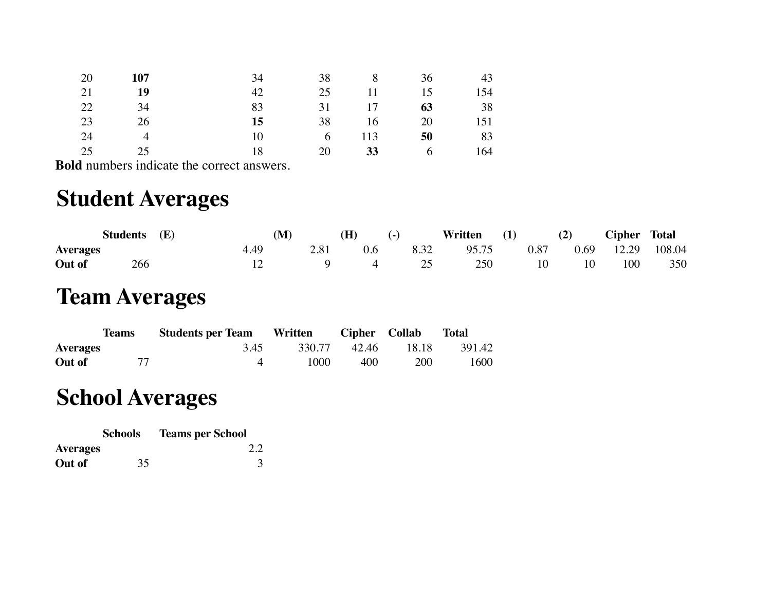| | | | | | | |
|---|---|---|---|---|---|---|
| 20 | **107** | 34 | 38 | 8 | 36 | 43 |
| 21 | **19** | 42 | 25 | 11 | 15 | 154 |
| 22 | 34 | 83 | 31 | 17 | **63** | 38 |
| 23 | 26 | **15** | 38 | 16 | 20 | 151 |
| 24 | 4 | 10 | 6 | 113 | **50** | 83 |
| 25 | 25 | 18 | 20 | **33** | 6 | 164 |

**Bold** numbers indicate the correct answers.

# Student Averages

| | Students | (E) | (M) | (H) | (-) | Written | (1) | (2) | Cipher | Total |
|---|---|---|---|---|---|---|---|---|---|---|
| **Averages** | | 4.49 | 2.81 | 0.6 | 8.32 | 95.75 | 0.87 | 0.69 | 12.29 | 108.04 |
| **Out of** | 266 | 12 | 9 | 4 | 25 | 250 | 10 | 10 | 100 | 350 |

# Team Averages

| | Teams | Students per Team | Written | Cipher | Collab | Total |
|---|---|---|---|---|---|---|
| **Averages** | | 3.45 | 330.77 | 42.46 | 18.18 | 391.42 |
| **Out of** | 77 | 4 | 1000 | 400 | 200 | 1600 |

# School Averages

| | Schools | Teams per School |
|---|---|---|
| **Averages** | | 2.2 |
| **Out of** | 35 | 3 |